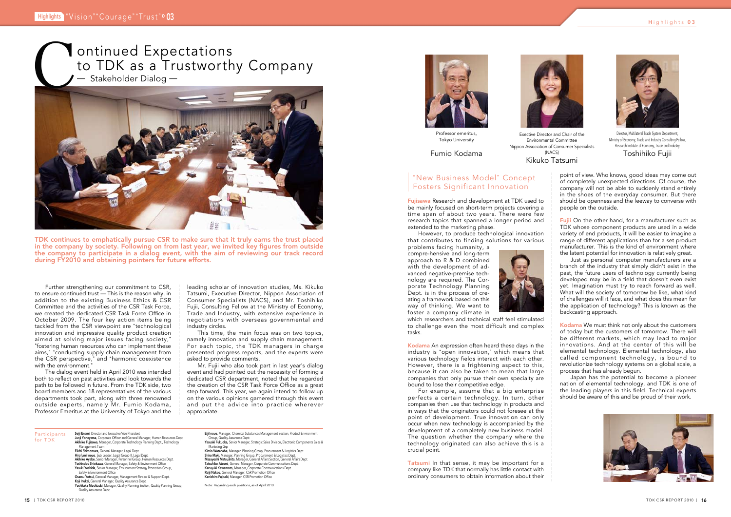# Continued Expectations to TDK as a Trustworthy Company

— Stakeholder Dialog —

**TDK continues to emphatically pursue CSR to make sure that it truly earns the trust placed in the company by society. Following on from last year, we invited key figures from outside the company to participate in a dialog event, with the aim of reviewing our track record during FY2010 and obtaining pointers for future efforts.**

Further strengthening our commitment to CSR, to ensure continued trust — This is the reason why, in addition to the existing Business Ethics & CSR Committee and the activities of the CSR Task Force, we created the dedicated CSR Task Force Office in October 2009. The four key action items being tackled from the CSR viewpoint are "technological innovation and impressive quality product creation aimed at solving major issues facing society," "fostering human resources who can implement these aims," "conducting supply chain management from the CSR perspective," and "harmonic coexistence with the environment."

The dialog event held in April 2010 was intended both to reflect on past activities and look towards the path to be followed in future. From the TDK side, two board members and 18 representatives of the various departments took part, along with three renowned outside experts, namely Mr. Fumio Kodama, Professor Emeritus at the University of Tokyo and the leading scholar of innovation studies, Ms. Kikuko Tatsumi, Executive Director, Nippon Association of Consumer Specialists (NACS), and Mr. Toshihiko Fujii, Consulting Fellow at the Ministry of Economy, Trade and Industry, with extensive experience in negotiations with overseas governmental and industry circles.

This time, the main focus was on two topics, namely innovation and supply chain management. For each topic, the TDK managers in charge presented progress reports, and the experts were asked to provide comments.

Mr. Fujii who also took part in last year's dialog event and had pointed out the necessity of forming a dedicated CSR department, noted that he regarded the creation of the CSR Task Force Office as a great step forward. This year, we again intend to follow up on the various opinions gamered through this event and put the advice into practice wherever appropriate.

**Participants for TDK**

- **Seiji Enami**, Director and Executive Vice President
- **Junji Yoneyama**, Corporate Officer and General Manager, Human Resources Dept.
- **Akihiko Fujisawa**, Manager, Corporate Technology Planning Dept., Technology Management Team
- **Eiichi Shimomura**, General Manager, Legal Dept.
- **Hirofumi Inoue**, Sub Leader, Legal Group II, Legal Dept.
- **Akihiko Ayabe**, Senior Manager, Personnel Group, Human Resources Dept.
- **Toshinobu Shiokawa**, General Manager, Safety & Environment Office
- **Yasuki Yoshida**, Senior Manager, Environment Strategy Promotion Group, Safety & Environment Office
- **Osamu Yotsui**, General Manager, Management Review & Support Dept.
- **Koji Inukai**, General Manager, Quality Assurance Dept.
- **Yoshitaka Mochizuki**, Manager, Quality Planning Section, Quality Planning Group, Quality Assurance Dept.
- **Eiji Inoue**, Manager, Chemical Substances Management Section, Product Environment Group, Quality Assurance Dept.
- **Yasuaki Fukuoka**, Senior Manager, Strategic Sales Division, Electronic Components Sales & Marketing Grp
- **Kimio Watanabe**, Manager, Planning Group, Procurement & Logistics Dept.
- **Shiro Maki**, Manager, Planning Group, Procurement & Logistics Dept.
- **Masayoshi Matsushita**, Manager, General Affairs Section, General Affairs Dept.
- **Tatsuhiko Atsumi**, General Manager, Corporate Communications Dept.
- **Kazuyuki Kawamoto**, Manager, Corporate Communications Dept.
- **Reiji Nakao**, General Manager, CSR Promotion Office
- **Kenichiro Fujisaki**, Manager, CSR Promotion Office

Note: Regarding each positions, as of April 2010.

Professor emeritus, Tokyo University
Fumio Kodama

Exective Director and Chair of the Environmental Committee Nippon Association of Consumer Specialists (NACS)
Kikuko Tatsumi

Director, Multilateral Trade System Department, Ministry of Economy, Trade and Industry Consulting Fellow, Research Institute of Economy, Trade and Industry
Toshihiko Fujii

## "New Business Model" Concept Fosters Significant Innovation

**Fujisawa** Research and development at TDK used to be mainly focused on short-term projects covering a time span of about two years. There were few research topics that spanned a longer period and extended to the marketing phase.

However, to produce technological innovation that contributes to finding solutions for various problems facing humanity, a compre-hensive and long-term approach to R & D combined with the development of ad-vanced negative-premise tech-nology are required. The Cor-porate Technology Planning Dept. is in the process of cre-ating a framework based on this way of thinking. We want to foster a company climate in which researchers and technical staff feel stimulated to challenge even the most difficult and complex tasks.

**Kodama** An expression often heard these days in the industry is "open innovation," which means that various technology fields interact with each other. However, there is a frightening aspect to this, because it can also be taken to mean that large companies that only pursue their own specialty are bound to lose their competitive edge.

For example, assume that a big enterprise perfects a certain technology. In turn, other companies then use that technology in products and in ways that the originators could not foresee at the point of development. True innovation can only occur when new technology is accompanied by the development of a completely new business model. The question whether the company where the technology originated can also achieve this is a crucial point.

**Tatsumi** In that sense, it may be important for a company like TDK that normally has little contact with ordinary consumers to obtain information about their point of view. Who knows, good ideas may come out of completely unexpected directions. Of course, the company will not be able to suddenly stand entirely in the shoes of the everyday consumer. But there should be openness and the leeway to converse with people on the outside.

**Fujii** On the other hand, for a manufacturer such as TDK whose component products are used in a wide variety of end products, it will be easier to imagine a range of different applications than for a set product manufacturer. This is the kind of environment where the latent potential for innovation is relatively great.

Just as personal computer manufacturers are a branch of the industry that simply didn't exist in the past, the future users of technology currently being developed may be in a field that doesn't even exist yet. Imagination must try to reach forward as well. What will the society of tomorrow be like, what kind of challenges will it face, and what does this mean for the application of technology? This is known as the backcasting approach.

**Kodama** We must think not only about the customers of today but the customers of tomorrow. There will be different markets, which may lead to major innovations. And at the center of this will be elemental technology. Elemental technology, also called component technology, is bound to revolutionize technology systems on a global scale, a process that has already begun.

Japan has the potential to become a pioneer nation of elemental technology, and TDK is one of the leading players in this field. Technical experts should be aware of this and be proud of their work.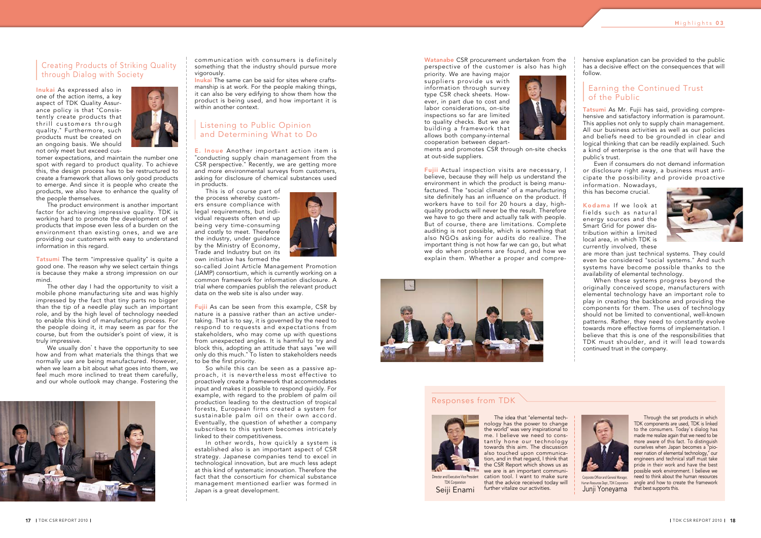## Creating Products of Striking Quality through Dialog with Society

**Inukai** As expressed also in one of the action items, a key aspect of TDK Quality Assurance policy is that "Consistently create products that thrill customers through quality." Furthermore, such products must be created on an ongoing basis. We should not only meet but exceed customer expectations, and maintain the number one spot with regard to product quality. To achieve this, the design process has to be restructured to create a framework that allows only good products to emerge. And since it is people who create the products, we also have to enhance the quality of the people themselves.

The product environment is another important factor for achieving impressive quality. TDK is working hard to promote the development of set products that impose even less of a burden on the environment than existing ones, and we are providing our customers with easy to understand information in this regard.

**Tatsumi** The term "impressive quality" is quite a good one. The reason why we select certain things is because they make a strong impression on our mind.

The other day I had the opportunity to visit a mobile phone manufacturing site and was highly impressed by the fact that tiny parts no bigger than the tip of a needle play such an important role, and by the high level of technology needed to enable this kind of manufacturing process. For the people doing it, it may seem as par for the course, but from the outsider's point of view, it is truly impressive.

We usually don't have the opportunity to see how and from what materials the things that we normally use are being manufactured. However, when we learn a bit about what goes into them, we feel much more inclined to treat them carefully, and our whole outlook may change. Fostering the communication with consumers is definitely something that the industry should pursue more vigorously.

**Inukai** The same can be said for sites where craftsmanship is at work. For the people making things, it can also be very edifying to show them how the product is being used, and how important it is within another context.

## Listening to Public Opinion and Determining What to Do

**E. Inoue** Another important action item is "conducting supply chain management from the CSR perspective." Recently, we are getting more and more environmental surveys from customers, asking for disclosure of chemical substances used in products.

This is of course part of the process whereby customers ensure compliance with legal requirements, but individual requests often end up being very time-consuming and costly to meet. Therefore the industry, under guidance by the Ministry of Economy, Trade and Industry but on its own initiative has formed the so-called Joint Article Management Promotion (JAMP) consortium, which is currently working on a common framework for information disclosure. A trial where companies publish the relevant product data on the web site is also under way.

**Fujii** As can be seen from this example, CSR by nature is a passive rather than an active undertaking. That is to say, it is governed by the need to respond to requests and expectations from stakeholders, who may come up with questions from unexpected angles. It is harmful to try and block this, adopting an attitude that says "we will only do this much." To listen to stakeholders needs to be the first priority.

So while this can be seen as a passive approach, it is nevertheless most effective to proactively create a framework that accommodates input and makes it possible to respond quickly. For example, with regard to the problem of palm oil production leading to the destruction of tropical forests, European firms created a system for sustainable palm oil on their own accord. Eventually, the question of whether a company subscribes to this system becomes intricately linked to their competitiveness.

In other words, how quickly a system is established also is an important aspect of CSR strategy. Japanese companies tend to excel in technological innovation, but are much less adept at this kind of systematic innovation. Therefore the fact that the consortium for chemical substance management mentioned earlier was formed in Japan is a great development.

**Watanabe** CSR procurement undertaken from the perspective of the customer is also has high priority. We are having major suppliers provide us with information through survey type CSR check sheets. However, in part due to cost and labor considerations, on-site inspections so far are limited to quality checks. But we are building a framework that allows both company-internal cooperation between departments and promotes CSR through on-site checks at out-side suppliers.

**Fujii** Actual inspection visits are necessary, I believe, because they will help us understand the environment in which the product is being manufactured. The "social climate" of a manufacturing site definitely has an influence on the product. If workers have to toil for 20 hours a day, high-quality products will never be the result. Therefore we have to go there and actually talk with people. But of course, there are limitations. Complete auditing is not possible, which is something that also NGOs asking for audits do realize. The important thing is not how far we can go, but what we do when problems are found, and how we explain them. Whether a proper and comprehensive explanation can be provided to the public has a decisive effect on the consequences that will follow.

## Earning the Continued Trust of the Public

**Tatsumi** As Mr. Fujii has said, providing comprehensive and satisfactory information is paramount. This applies not only to supply chain management. All our business activities as well as our policies and beliefs need to be grounded in clear and logical thinking that can be readily explained. Such a kind of enterprise is the one that will have the public's trust.

Even if consumers do not demand information or disclosure right away, a business must anticipate the possibility and provide proactive information. Nowadays, this has become crucial.

**Kodama** If we look at fields such as natural energy sources and the Smart Grid for power distribution within a limited local area, in which TDK is currently involved, these are more than just technical systems. They could even be considered "social systems." And such systems have become possible thanks to the availability of elemental technology.

When these systems progress beyond the originally conceived scope, manufacturers with elemental technology have an important role to play in creating the backbone and providing the components for them. The uses of technology should not be limited to conventional, well-known patterns. Rather, they need to constantly evolve towards more effective forms of implementation. I believe that this is one of the responsibilities that TDK must shoulder, and it will lead towards continued trust in the company.

## Responses from TDK

Director and Executive Vice President
TDK Corporation
Seiji Enami

The idea that "elemental technology has the power to change the world" was very inspirational to me. I believe we need to constantly hone our technology towards this aim. The discussion also touched upon communication, and in that regard, I think that the CSR Report which shows us as we are is an important communication tool. I want to make sure that the advice received today will further vitalize our activities.

Corporate Officer and General Manager, Human Resources Dept., TDK Corporation
Junji Yoneyama

Through the set products in which TDK components are used, TDK is linked to the consumers. Today's dialog has made me realize again that we need to be more aware of this fact. To distinguish ourselves when Japan becomes a "pioneer nation of elemental technology," our engineers and technical staff must take pride in their work and have the best possible work environment. I believe we need to think about the human resources angle and how to create the framework that best supports this.